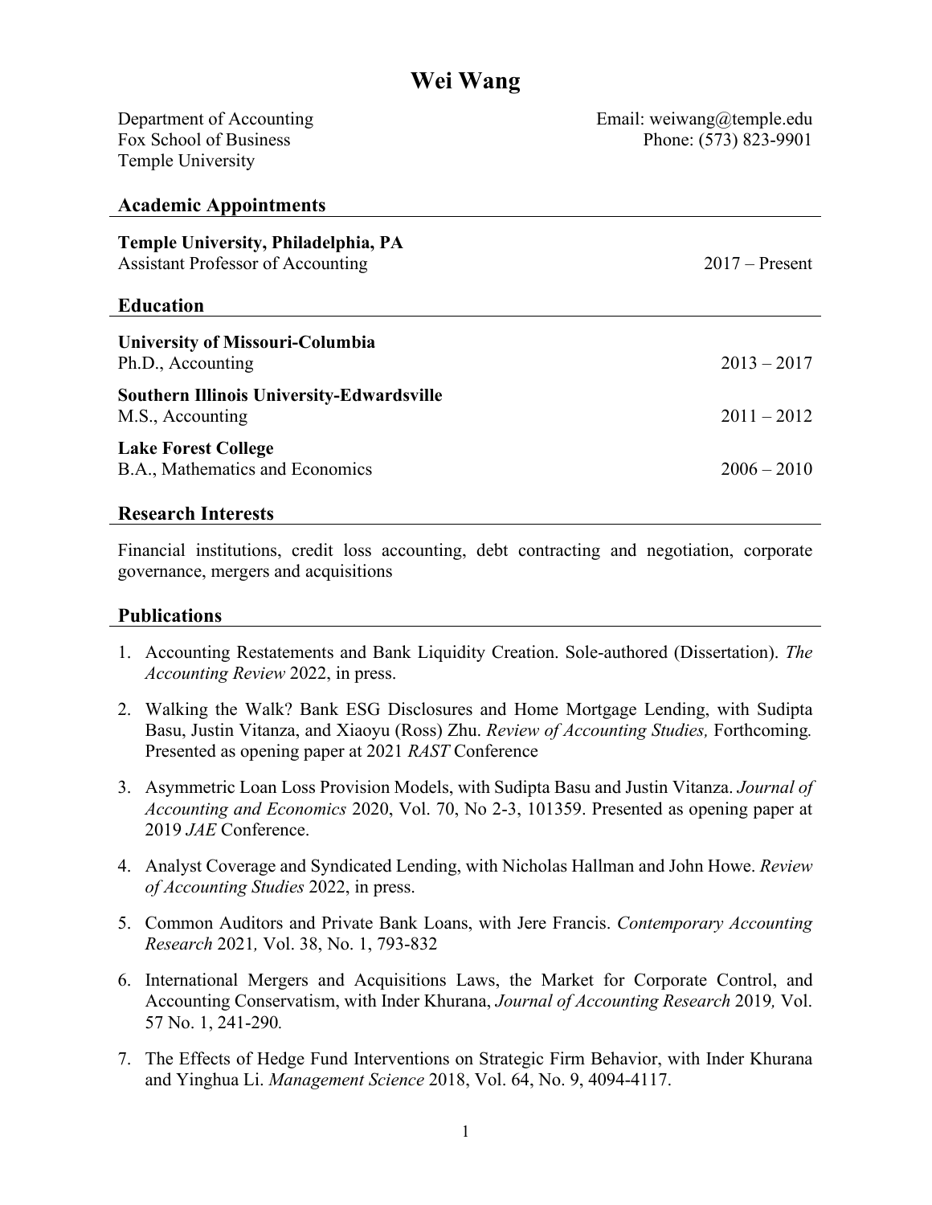# Wei Wang

Department of Accounting
Fox School of Business
Temple University

Email: weiwang@temple.edu
Phone: (573) 823-9901

## Academic Appointments

**Temple University, Philadelphia, PA**
Assistant Professor of Accounting — 2017 – Present

## Education

**University of Missouri-Columbia**
Ph.D., Accounting — 2013 – 2017

**Southern Illinois University-Edwardsville**
M.S., Accounting — 2011 – 2012

**Lake Forest College**
B.A., Mathematics and Economics — 2006 – 2010

## Research Interests

Financial institutions, credit loss accounting, debt contracting and negotiation, corporate governance, mergers and acquisitions

## Publications

1. Accounting Restatements and Bank Liquidity Creation. Sole-authored (Dissertation). *The Accounting Review* 2022, in press.
2. Walking the Walk? Bank ESG Disclosures and Home Mortgage Lending, with Sudipta Basu, Justin Vitanza, and Xiaoyu (Ross) Zhu. *Review of Accounting Studies,* Forthcoming. Presented as opening paper at 2021 *RAST* Conference
3. Asymmetric Loan Loss Provision Models, with Sudipta Basu and Justin Vitanza. *Journal of Accounting and Economics* 2020, Vol. 70, No 2-3, 101359. Presented as opening paper at 2019 *JAE* Conference.
4. Analyst Coverage and Syndicated Lending, with Nicholas Hallman and John Howe. *Review of Accounting Studies* 2022, in press.
5. Common Auditors and Private Bank Loans, with Jere Francis. *Contemporary Accounting Research* 2021*,* Vol. 38, No. 1, 793-832
6. International Mergers and Acquisitions Laws, the Market for Corporate Control, and Accounting Conservatism, with Inder Khurana, *Journal of Accounting Research* 2019*,* Vol. 57 No. 1, 241-290*.*
7. The Effects of Hedge Fund Interventions on Strategic Firm Behavior, with Inder Khurana and Yinghua Li. *Management Science* 2018, Vol. 64, No. 9, 4094-4117.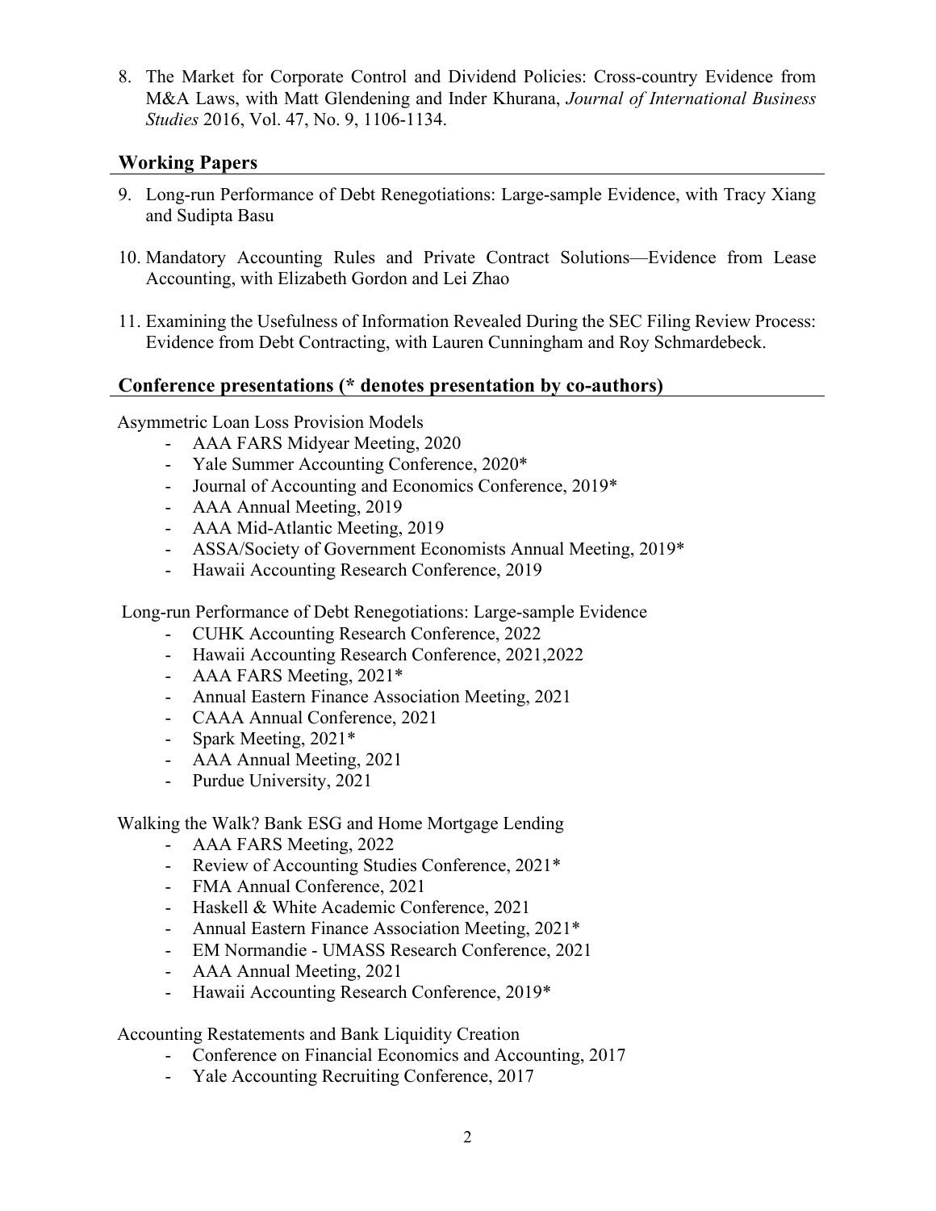8. The Market for Corporate Control and Dividend Policies: Cross-country Evidence from M&A Laws, with Matt Glendening and Inder Khurana, *Journal of International Business Studies* 2016, Vol. 47, No. 9, 1106-1134.

## Working Papers

9. Long-run Performance of Debt Renegotiations: Large-sample Evidence, with Tracy Xiang and Sudipta Basu

10. Mandatory Accounting Rules and Private Contract Solutions—Evidence from Lease Accounting, with Elizabeth Gordon and Lei Zhao

11. Examining the Usefulness of Information Revealed During the SEC Filing Review Process: Evidence from Debt Contracting, with Lauren Cunningham and Roy Schmardebeck.

## Conference presentations (* denotes presentation by co-authors)

Asymmetric Loan Loss Provision Models

- AAA FARS Midyear Meeting, 2020
- Yale Summer Accounting Conference, 2020*
- Journal of Accounting and Economics Conference, 2019*
- AAA Annual Meeting, 2019
- AAA Mid-Atlantic Meeting, 2019
- ASSA/Society of Government Economists Annual Meeting, 2019*
- Hawaii Accounting Research Conference, 2019

Long-run Performance of Debt Renegotiations: Large-sample Evidence

- CUHK Accounting Research Conference, 2022
- Hawaii Accounting Research Conference, 2021,2022
- AAA FARS Meeting, 2021*
- Annual Eastern Finance Association Meeting, 2021
- CAAA Annual Conference, 2021
- Spark Meeting, 2021*
- AAA Annual Meeting, 2021
- Purdue University, 2021

Walking the Walk? Bank ESG and Home Mortgage Lending

- AAA FARS Meeting, 2022
- Review of Accounting Studies Conference, 2021*
- FMA Annual Conference, 2021
- Haskell & White Academic Conference, 2021
- Annual Eastern Finance Association Meeting, 2021*
- EM Normandie - UMASS Research Conference, 2021
- AAA Annual Meeting, 2021
- Hawaii Accounting Research Conference, 2019*

Accounting Restatements and Bank Liquidity Creation

- Conference on Financial Economics and Accounting, 2017
- Yale Accounting Recruiting Conference, 2017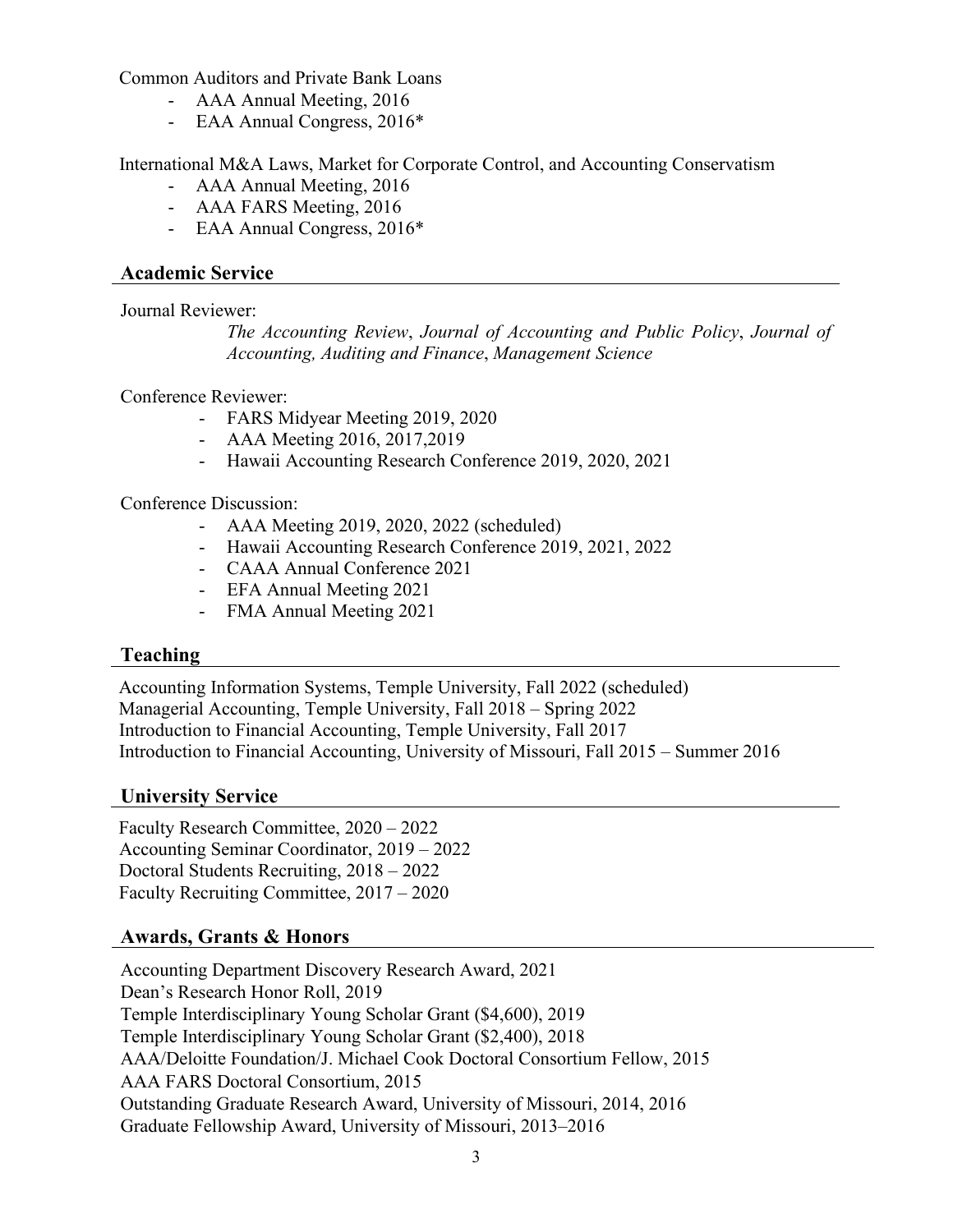Common Auditors and Private Bank Loans

- AAA Annual Meeting, 2016
- EAA Annual Congress, 2016*

International M&A Laws, Market for Corporate Control, and Accounting Conservatism

- AAA Annual Meeting, 2016
- AAA FARS Meeting, 2016
- EAA Annual Congress, 2016*

## Academic Service

Journal Reviewer:

*The Accounting Review*, *Journal of Accounting and Public Policy*, *Journal of Accounting, Auditing and Finance*, *Management Science*

Conference Reviewer:

- FARS Midyear Meeting 2019, 2020
- AAA Meeting 2016, 2017,2019
- Hawaii Accounting Research Conference 2019, 2020, 2021

Conference Discussion:

- AAA Meeting 2019, 2020, 2022 (scheduled)
- Hawaii Accounting Research Conference 2019, 2021, 2022
- CAAA Annual Conference 2021
- EFA Annual Meeting 2021
- FMA Annual Meeting 2021

## Teaching

Accounting Information Systems, Temple University, Fall 2022 (scheduled)
Managerial Accounting, Temple University, Fall 2018 – Spring 2022
Introduction to Financial Accounting, Temple University, Fall 2017
Introduction to Financial Accounting, University of Missouri, Fall 2015 – Summer 2016

## University Service

Faculty Research Committee, 2020 – 2022
Accounting Seminar Coordinator, 2019 – 2022
Doctoral Students Recruiting, 2018 – 2022
Faculty Recruiting Committee, 2017 – 2020

## Awards, Grants & Honors

Accounting Department Discovery Research Award, 2021
Dean's Research Honor Roll, 2019
Temple Interdisciplinary Young Scholar Grant ($4,600), 2019
Temple Interdisciplinary Young Scholar Grant ($2,400), 2018
AAA/Deloitte Foundation/J. Michael Cook Doctoral Consortium Fellow, 2015
AAA FARS Doctoral Consortium, 2015
Outstanding Graduate Research Award, University of Missouri, 2014, 2016
Graduate Fellowship Award, University of Missouri, 2013–2016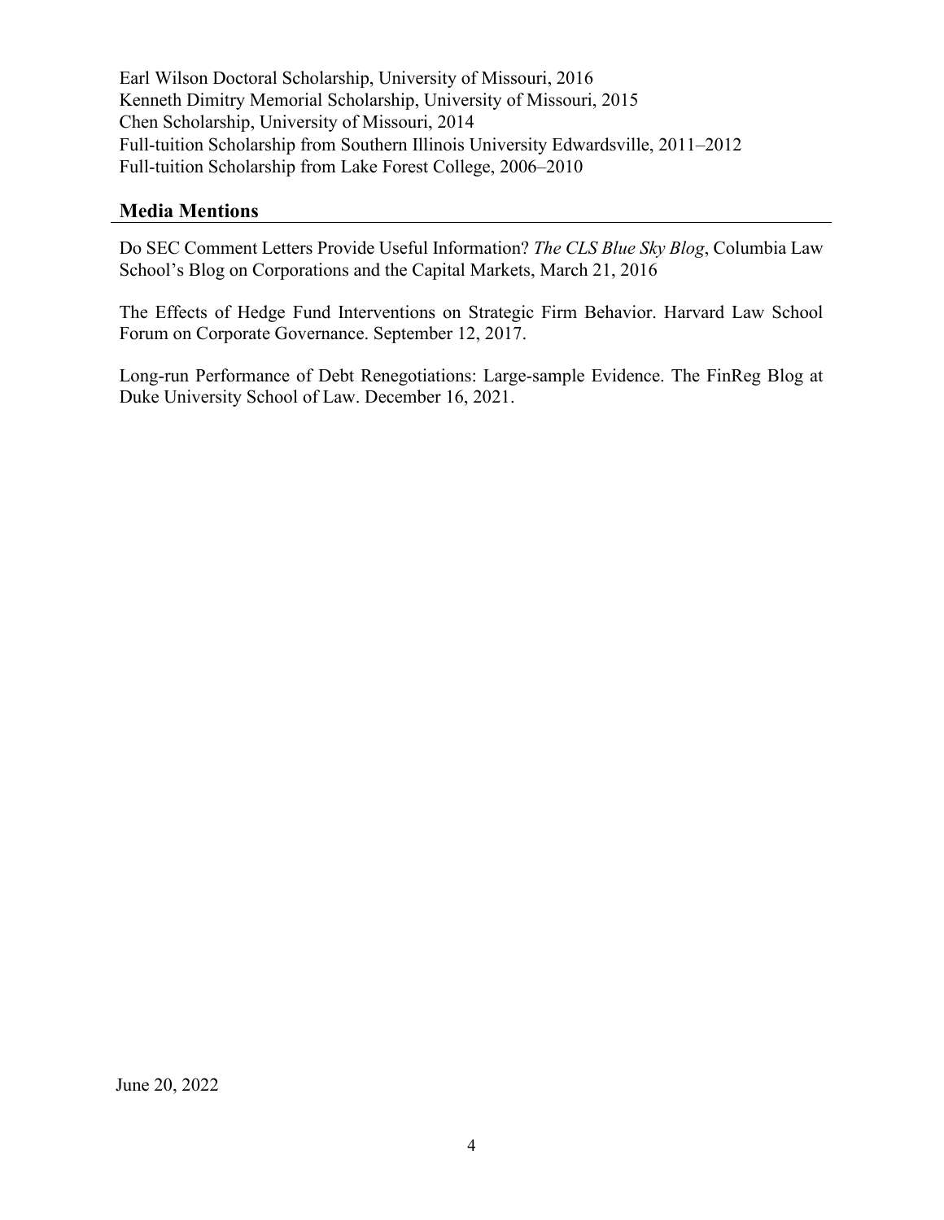Earl Wilson Doctoral Scholarship, University of Missouri, 2016
Kenneth Dimitry Memorial Scholarship, University of Missouri, 2015
Chen Scholarship, University of Missouri, 2014
Full-tuition Scholarship from Southern Illinois University Edwardsville, 2011–2012
Full-tuition Scholarship from Lake Forest College, 2006–2010

## Media Mentions

Do SEC Comment Letters Provide Useful Information? *The CLS Blue Sky Blog*, Columbia Law School's Blog on Corporations and the Capital Markets, March 21, 2016

The Effects of Hedge Fund Interventions on Strategic Firm Behavior. Harvard Law School Forum on Corporate Governance. September 12, 2017.

Long-run Performance of Debt Renegotiations: Large-sample Evidence. The FinReg Blog at Duke University School of Law. December 16, 2021.

June 20, 2022